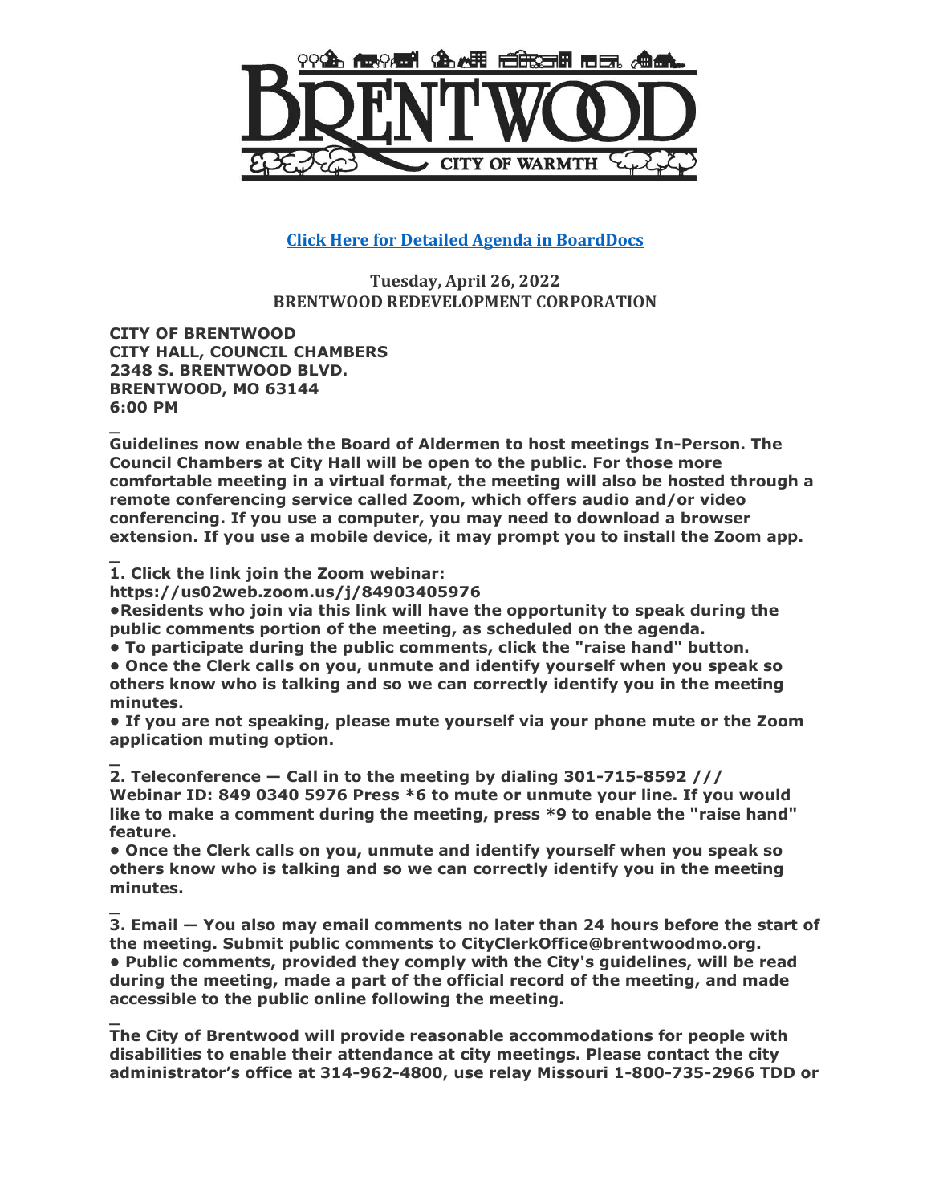**[Click Here for Detailed Agenda in BoardDocs]**

**Tuesday, April 26, 2022**
**BRENTWOOD REDEVELOPMENT CORPORATION**

**CITY OF BRENTWOOD**
**CITY HALL, COUNCIL CHAMBERS**
**2348 S. BRENTWOOD BLVD.**
**BRENTWOOD, MO 63144**
**6:00 PM**

_

**Guidelines now enable the Board of Aldermen to host meetings In-Person. The Council Chambers at City Hall will be open to the public. For those more comfortable meeting in a virtual format, the meeting will also be hosted through a remote conferencing service called Zoom, which offers audio and/or video conferencing. If you use a computer, you may need to download a browser extension. If you use a mobile device, it may prompt you to install the Zoom app.**

_

**1. Click the link join the Zoom webinar:**
**https://us02web.zoom.us/j/84903405976**
**•Residents who join via this link will have the opportunity to speak during the public comments portion of the meeting, as scheduled on the agenda.**
**• To participate during the public comments, click the "raise hand" button.**
**• Once the Clerk calls on you, unmute and identify yourself when you speak so others know who is talking and so we can correctly identify you in the meeting minutes.**
**• If you are not speaking, please mute yourself via your phone mute or the Zoom application muting option.**

_

**2. Teleconference — Call in to the meeting by dialing 301-715-8592 /// Webinar ID: 849 0340 5976 Press *6 to mute or unmute your line. If you would like to make a comment during the meeting, press *9 to enable the "raise hand" feature.**
**• Once the Clerk calls on you, unmute and identify yourself when you speak so others know who is talking and so we can correctly identify you in the meeting minutes.**

_

**3. Email — You also may email comments no later than 24 hours before the start of the meeting. Submit public comments to CityClerkOffice@brentwoodmo.org.**
**• Public comments, provided they comply with the City's guidelines, will be read during the meeting, made a part of the official record of the meeting, and made accessible to the public online following the meeting.**

_

**The City of Brentwood will provide reasonable accommodations for people with disabilities to enable their attendance at city meetings. Please contact the city administrator's office at 314-962-4800, use relay Missouri 1-800-735-2966 TDD or**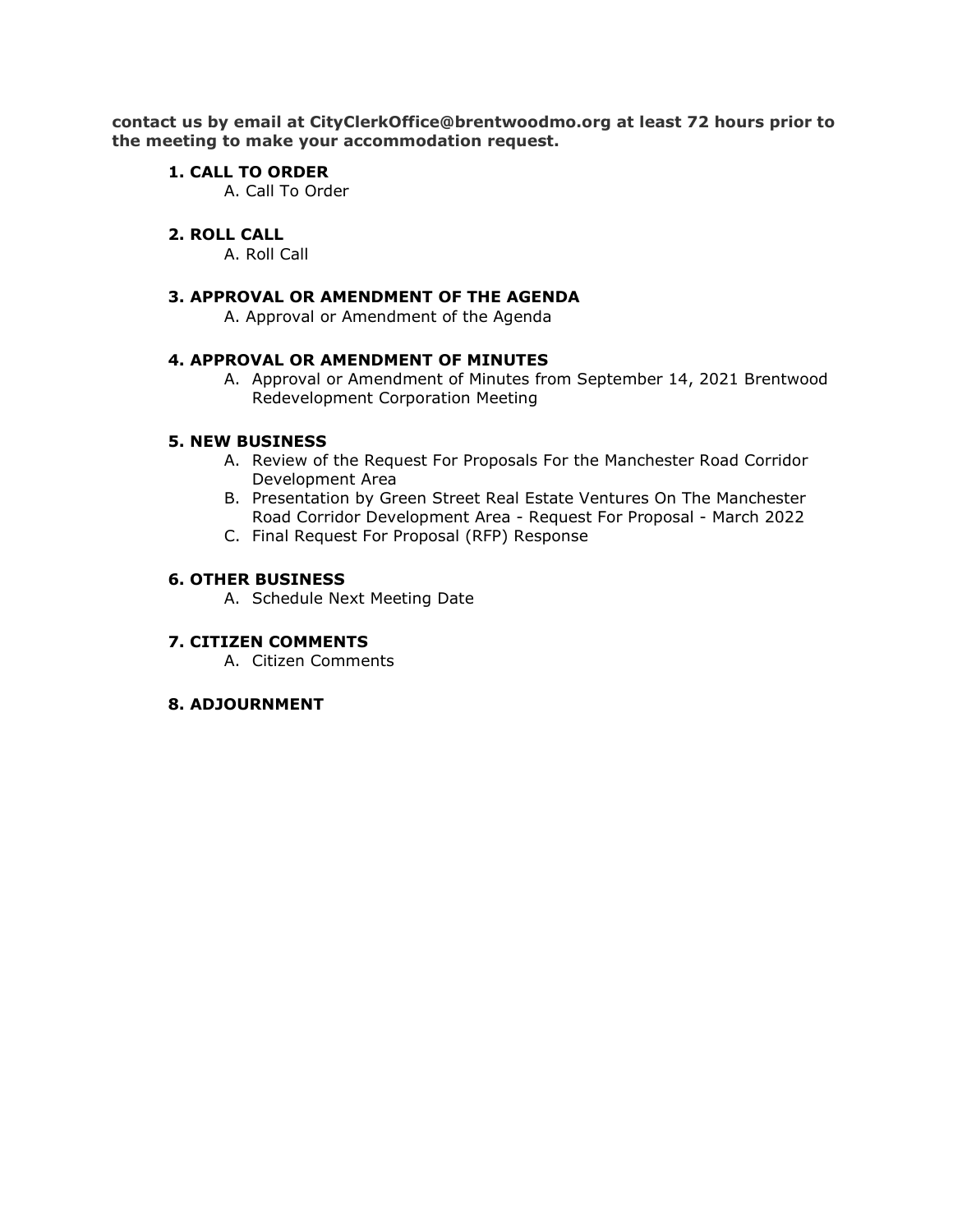**contact us by email at CityClerkOffice@brentwoodmo.org at least 72 hours prior to the meeting to make your accommodation request.**

**1. CALL TO ORDER**

A. Call To Order

**2. ROLL CALL**

A. Roll Call

**3. APPROVAL OR AMENDMENT OF THE AGENDA**

A. Approval or Amendment of the Agenda

**4. APPROVAL OR AMENDMENT OF MINUTES**

A. Approval or Amendment of Minutes from September 14, 2021 Brentwood Redevelopment Corporation Meeting

**5. NEW BUSINESS**

A. Review of the Request For Proposals For the Manchester Road Corridor Development Area
B. Presentation by Green Street Real Estate Ventures On The Manchester Road Corridor Development Area - Request For Proposal - March 2022
C. Final Request For Proposal (RFP) Response

**6. OTHER BUSINESS**

A. Schedule Next Meeting Date

**7. CITIZEN COMMENTS**

A. Citizen Comments

**8. ADJOURNMENT**